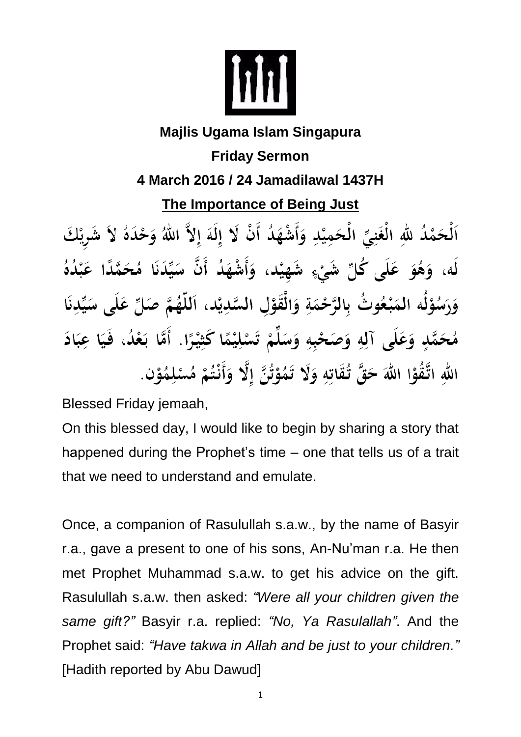**Majlis Ugama Islam Singapura**

**Friday Sermon**

**4 March 2016 / 24 Jamadilawal 1437H**

**The Importance of Being Just**

اَلْحَمْدُ للهِ الْغَنِيِّ الْحَمِيْدِ وَأَشْهَدُ أَنْ لَا إِلَهَ إِلاَّ اللهُ وَحْدَهُ لاَ شَرِيْكَ لَه، وَهُوَ عَلَى كُلِّ شَيْءٍ شَهِيْد، وَأَشْهَدُ أَنَّ سَيِّدَنَا مُحَمَّدًا عَبْدُهُ وَرَسُوْلُه المَبْعُوثُ بِالرَّحْمَةِ وَالْقَوْلِ السَّدِيْد، اَللّهُمَّ صَلِّ عَلَى سَيِّدِنَا مُحَمَّدٍ وَعَلَى آلِهِ وَصَحْبِهِ وَسَلِّمْ تَسْلِيْمًا كَثِيْرًا. أَمَّا بَعْدُ، فَيَا عِبَادَ اللهِ اتَّقُوْا اللهَ حَقَّ تُقَاتِهِ وَلَا تَمُوْتُنَّ إِلَّا وَأَنْتُمْ مُسْلِمُوْن.

Blessed Friday jemaah,

On this blessed day, I would like to begin by sharing a story that happened during the Prophet's time – one that tells us of a trait that we need to understand and emulate.

Once, a companion of Rasulullah s.a.w., by the name of Basyir r.a., gave a present to one of his sons, An-Nu'man r.a. He then met Prophet Muhammad s.a.w. to get his advice on the gift. Rasulullah s.a.w. then asked: *"Were all your children given the same gift?"* Basyir r.a. replied: *"No, Ya Rasulallah"*. And the Prophet said: *"Have takwa in Allah and be just to your children."* [Hadith reported by Abu Dawud]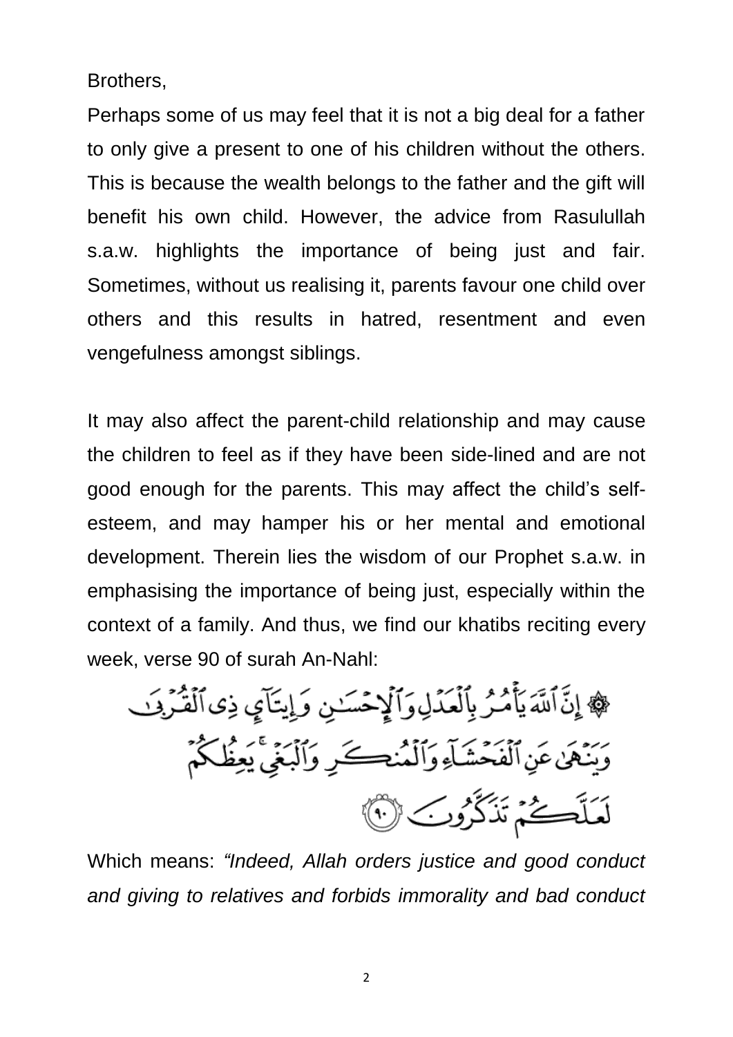Brothers,

Perhaps some of us may feel that it is not a big deal for a father to only give a present to one of his children without the others. This is because the wealth belongs to the father and the gift will benefit his own child. However, the advice from Rasulullah s.a.w. highlights the importance of being just and fair. Sometimes, without us realising it, parents favour one child over others and this results in hatred, resentment and even vengefulness amongst siblings.

It may also affect the parent-child relationship and may cause the children to feel as if they have been side-lined and are not good enough for the parents. This may affect the child's self-esteem, and may hamper his or her mental and emotional development. Therein lies the wisdom of our Prophet s.a.w. in emphasising the importance of being just, especially within the context of a family. And thus, we find our khatibs reciting every week, verse 90 of surah An-Nahl:

۞ إِنَّ ٱللَّهَ يَأْمُرُ بِٱلْعَدْلِ وَٱلْإِحْسَٰنِ وَإِيتَآئِ ذِى ٱلْقُرْبَىٰ وَيَنْهَىٰ عَنِ ٱلْفَحْشَآءِ وَٱلْمُنكَرِ وَٱلْبَغْىِ ۚ يَعِظُكُمْ لَعَلَّكُمْ تَذَكَّرُونَ ﴿٩٠﴾

Which means: *"Indeed, Allah orders justice and good conduct and giving to relatives and forbids immorality and bad conduct*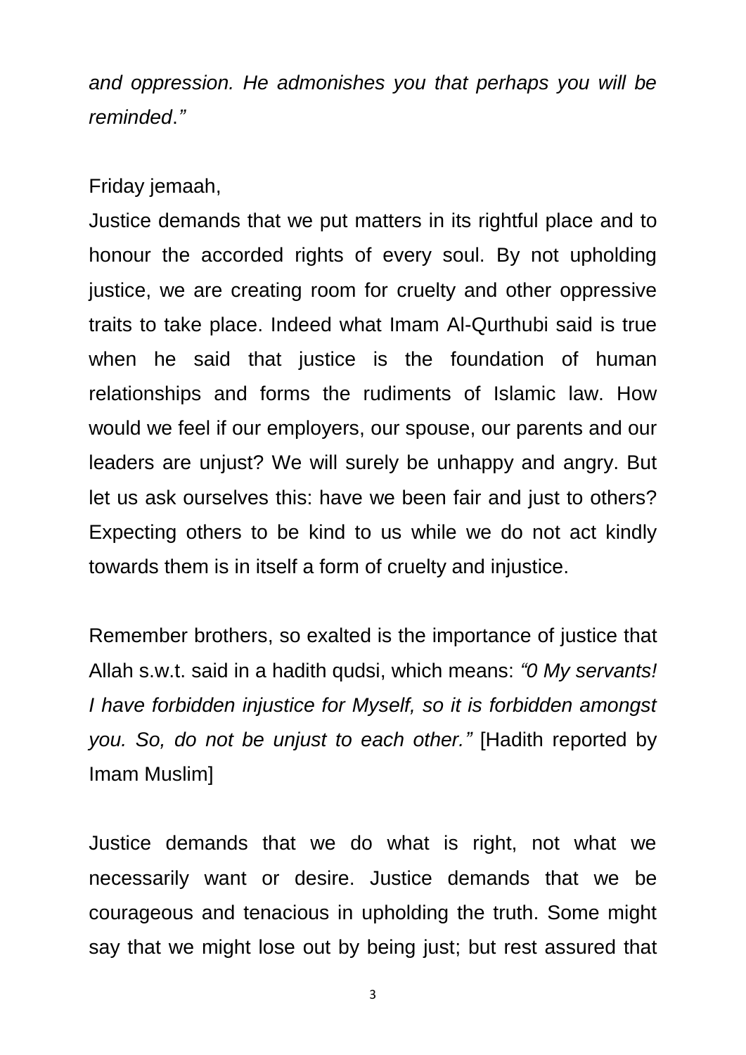*and oppression. He admonishes you that perhaps you will be reminded.”*

Friday jemaah,

Justice demands that we put matters in its rightful place and to honour the accorded rights of every soul. By not upholding justice, we are creating room for cruelty and other oppressive traits to take place. Indeed what Imam Al-Qurthubi said is true when he said that justice is the foundation of human relationships and forms the rudiments of Islamic law. How would we feel if our employers, our spouse, our parents and our leaders are unjust? We will surely be unhappy and angry. But let us ask ourselves this: have we been fair and just to others? Expecting others to be kind to us while we do not act kindly towards them is in itself a form of cruelty and injustice.

Remember brothers, so exalted is the importance of justice that Allah s.w.t. said in a hadith qudsi, which means: *“0 My servants! I have forbidden injustice for Myself, so it is forbidden amongst you. So, do not be unjust to each other.”* [Hadith reported by Imam Muslim]

Justice demands that we do what is right, not what we necessarily want or desire. Justice demands that we be courageous and tenacious in upholding the truth. Some might say that we might lose out by being just; but rest assured that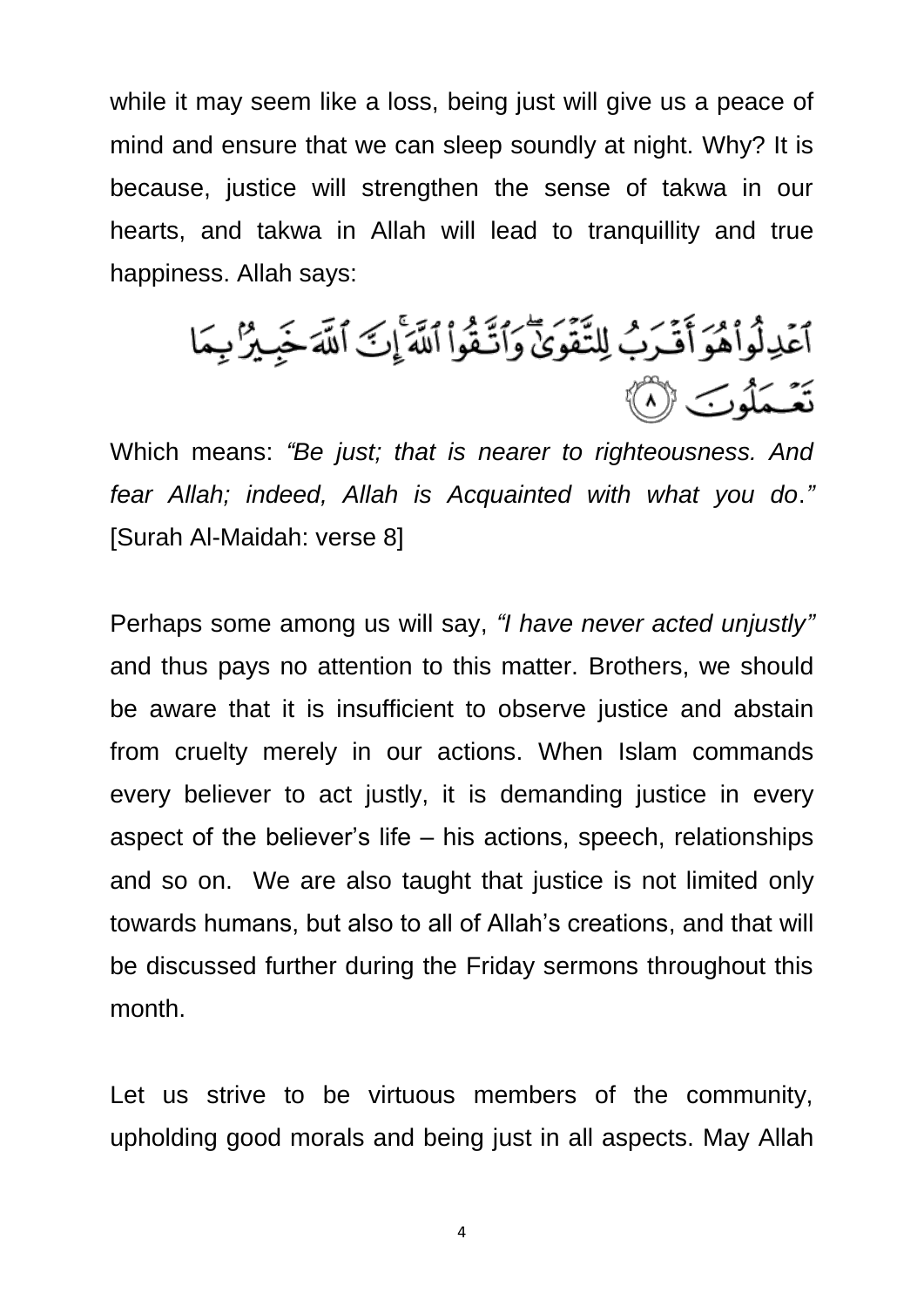while it may seem like a loss, being just will give us a peace of mind and ensure that we can sleep soundly at night. Why? It is because, justice will strengthen the sense of takwa in our hearts, and takwa in Allah will lead to tranquillity and true happiness. Allah says:

ٱعْدِلُوا۟ هُوَ أَقْرَبُ لِلتَّقْوَىٰ ۖ وَٱتَّقُوا۟ ٱللَّهَ ۚ إِنَّ ٱللَّهَ خَبِيرٌۢ بِمَا تَعْمَلُونَ ﴿٨﴾

Which means: *"Be just; that is nearer to righteousness. And fear Allah; indeed, Allah is Acquainted with what you do."* [Surah Al-Maidah: verse 8]

Perhaps some among us will say, *"I have never acted unjustly"* and thus pays no attention to this matter. Brothers, we should be aware that it is insufficient to observe justice and abstain from cruelty merely in our actions. When Islam commands every believer to act justly, it is demanding justice in every aspect of the believer's life – his actions, speech, relationships and so on. We are also taught that justice is not limited only towards humans, but also to all of Allah's creations, and that will be discussed further during the Friday sermons throughout this month.

Let us strive to be virtuous members of the community, upholding good morals and being just in all aspects. May Allah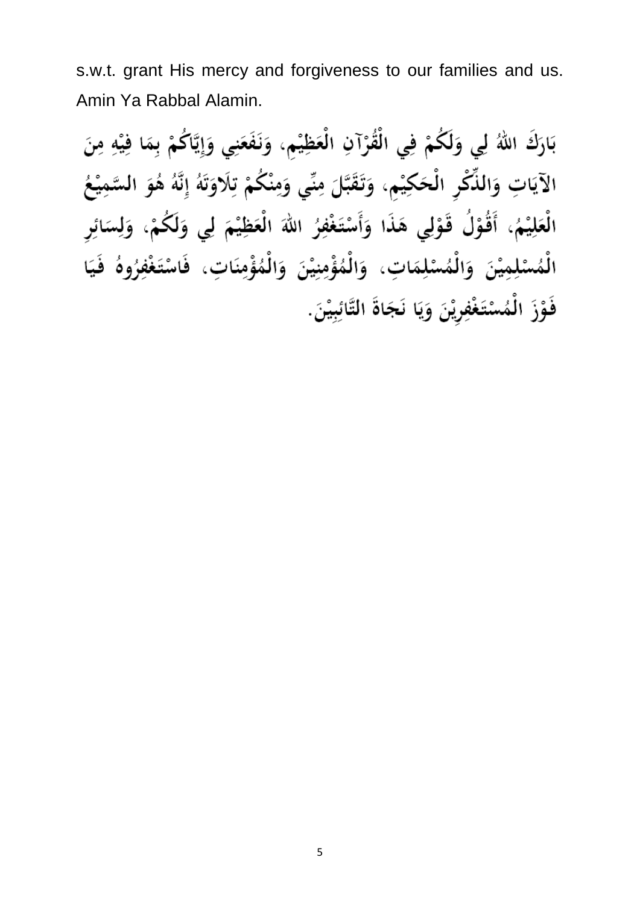s.w.t. grant His mercy and forgiveness to our families and us. Amin Ya Rabbal Alamin.

بَارَكَ اللهُ لِي وَلَكُمْ فِي الْقُرْآنِ الْعَظِيْمِ، وَنَفَعَنِي وَإِيَّاكُمْ بِمَا فِيْهِ مِنَ الآيَاتِ وَالذِّكْرِ الْحَكِيْمِ، وَتَقَبَّلَ مِنِّي وَمِنْكُمْ تِلَاوَتَهُ إِنَّهُ هُوَ السَّمِيْعُ الْعَلِيْمُ، أَقُوْلُ قَوْلِي هَذَا وَأَسْتَغْفِرُ اللهَ الْعَظِيْمَ لِي وَلَكُمْ، وَلِسَائِرِ الْمُسْلِمِيْنَ وَالْمُسْلِمَاتِ، وَالْمُؤْمِنِيْنَ وَالْمُؤْمِنَاتِ، فَاسْتَغْفِرُوهُ فَيَا فَوْزَ الْمُسْتَغْفِرِيْنَ وَيَا نَجَاةَ التَّائِبِيْنَ.